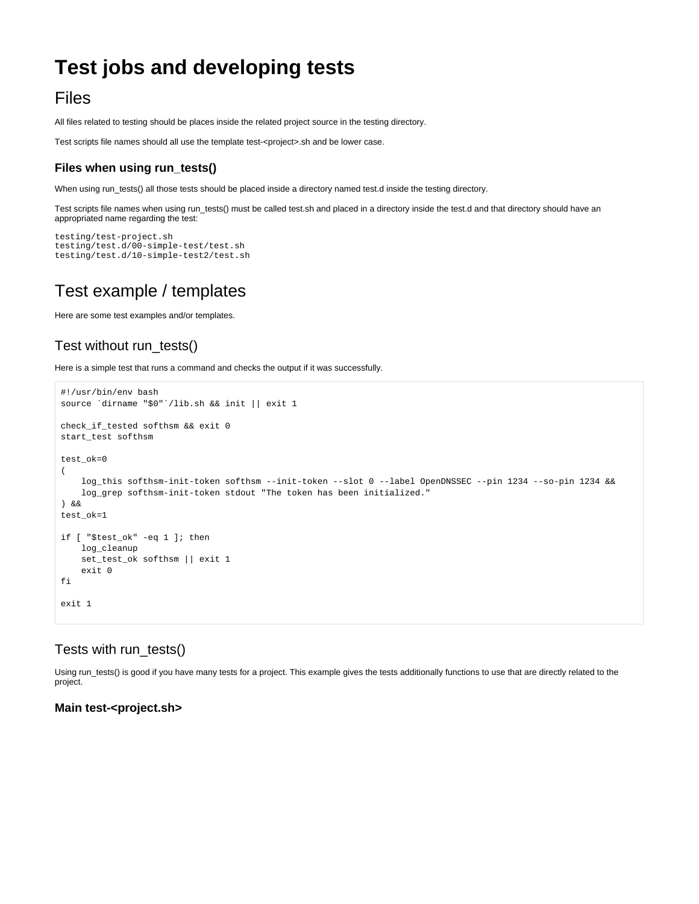# Test jobs and developing tests

## Files

All files related to testing should be places inside the related project source in the testing directory.

Test scripts file names should all use the template test-<project>.sh and be lower case.

### Files when using run_tests()

When using run_tests() all those tests should be placed inside a directory named test.d inside the testing directory.

Test scripts file names when using run_tests() must be called test.sh and placed in a directory inside the test.d and that directory should have an appropriated name regarding the test:

```
testing/test-project.sh
testing/test.d/00-simple-test/test.sh
testing/test.d/10-simple-test2/test.sh
```

## Test example / templates

Here are some test examples and/or templates.

## Test without run_tests()

Here is a simple test that runs a command and checks the output if it was successfully.

```
#!/usr/bin/env bash
source `dirname "$0"`/lib.sh && init || exit 1

check_if_tested softhsm && exit 0
start_test softhsm

test_ok=0
(
    log_this softhsm-init-token softhsm --init-token --slot 0 --label OpenDNSSEC --pin 1234 --so-pin 1234 &&
    log_grep softhsm-init-token stdout "The token has been initialized."
) &&
test_ok=1

if [ "$test_ok" -eq 1 ]; then
    log_cleanup
    set_test_ok softhsm || exit 1
    exit 0
fi

exit 1
```

## Tests with run_tests()

Using run_tests() is good if you have many tests for a project. This example gives the tests additionally functions to use that are directly related to the project.

### Main test-<project.sh>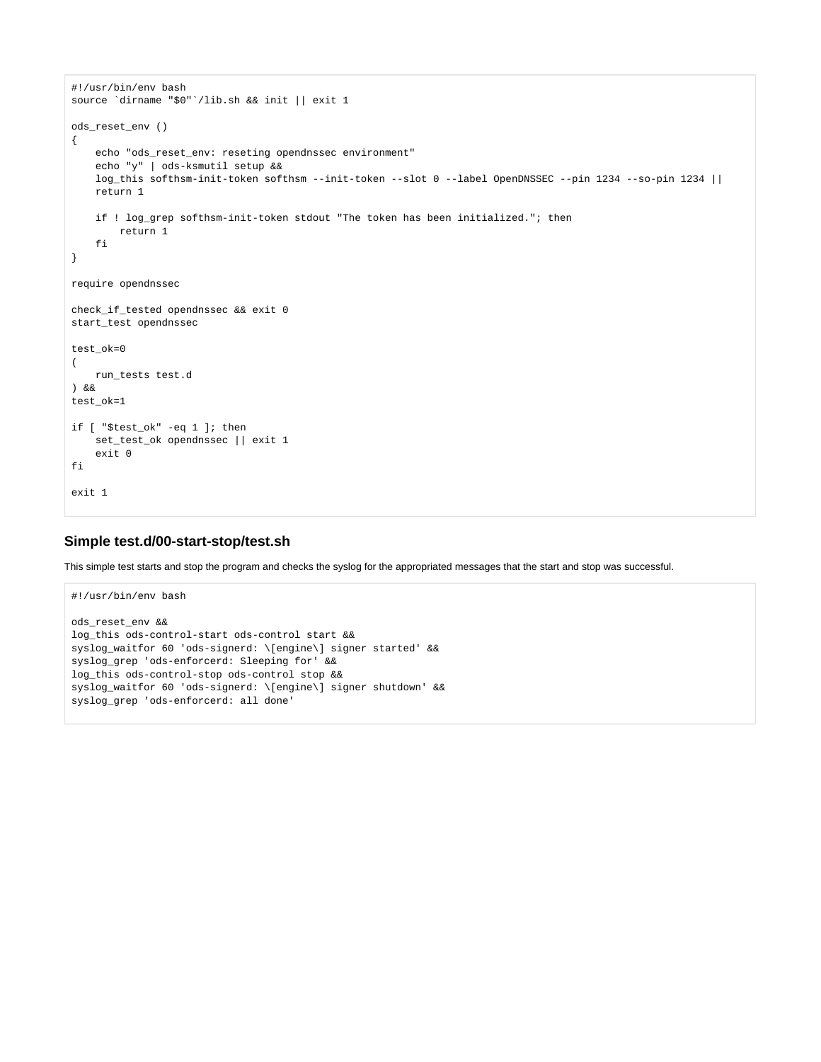```
#!/usr/bin/env bash
source `dirname "$0"`/lib.sh && init || exit 1

ods_reset_env ()
{
    echo "ods_reset_env: reseting opendnssec environment"
    echo "y" | ods-ksmutil setup &&
    log_this softhsm-init-token softhsm --init-token --slot 0 --label OpenDNSSEC --pin 1234 --so-pin 1234 ||
    return 1

    if ! log_grep softhsm-init-token stdout "The token has been initialized."; then
        return 1
    fi
}

require opendnssec

check_if_tested opendnssec && exit 0
start_test opendnssec

test_ok=0
(
    run_tests test.d
) &&
test_ok=1

if [ "$test_ok" -eq 1 ]; then
    set_test_ok opendnssec || exit 1
    exit 0
fi

exit 1
```

### Simple test.d/00-start-stop/test.sh

This simple test starts and stop the program and checks the syslog for the appropriated messages that the start and stop was successful.

```
#!/usr/bin/env bash

ods_reset_env &&
log_this ods-control-start ods-control start &&
syslog_waitfor 60 'ods-signerd: \[engine\] signer started' &&
syslog_grep 'ods-enforcerd: Sleeping for' &&
log_this ods-control-stop ods-control stop &&
syslog_waitfor 60 'ods-signerd: \[engine\] signer shutdown' &&
syslog_grep 'ods-enforcerd: all done'
```